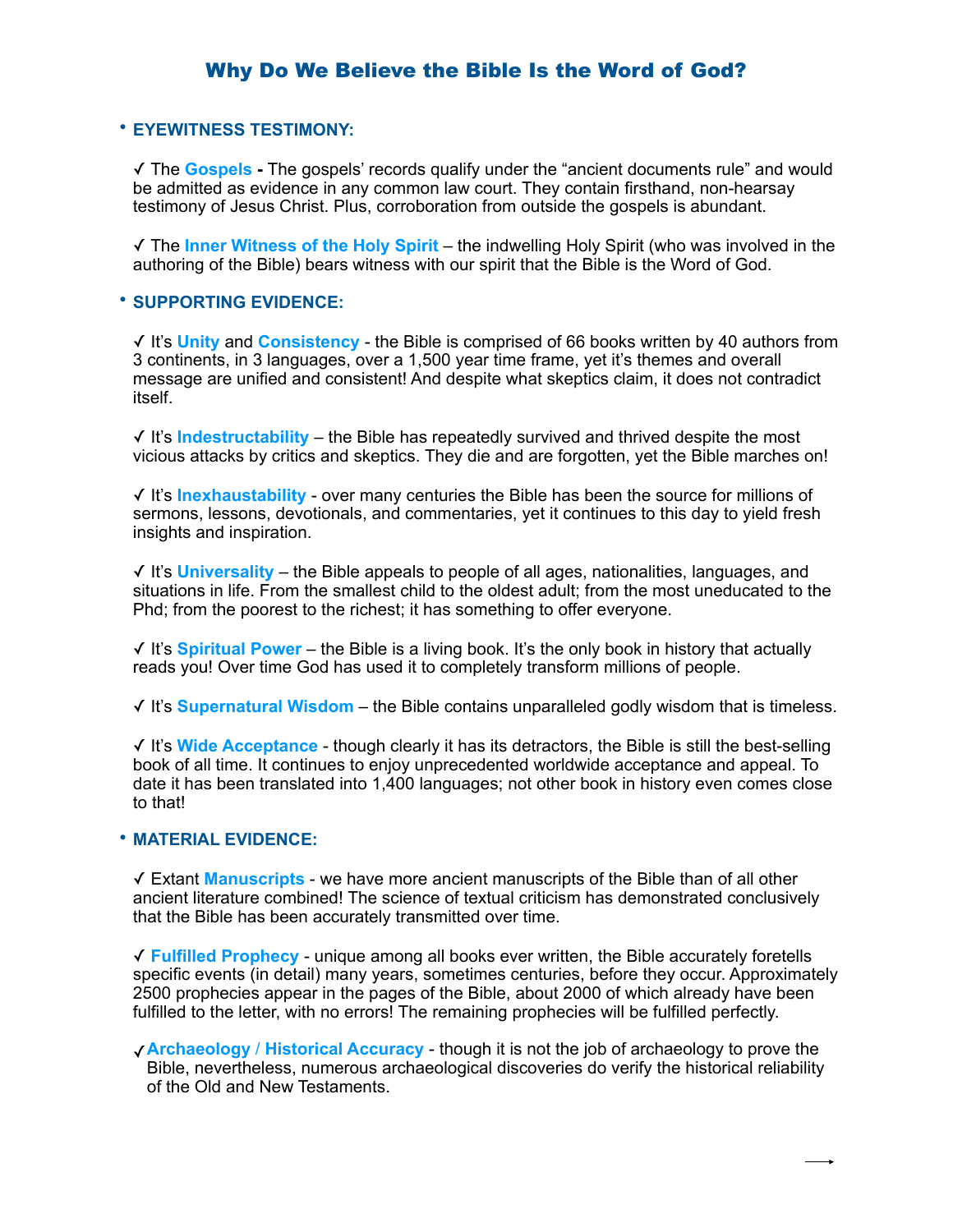# Why Do We Believe the Bible Is the Word of God?

- **EYEWITNESS TESTIMONY:**

  ✓ The **Gospels** **-** The gospels' records qualify under the "ancient documents rule" and would be admitted as evidence in any common law court. They contain firsthand, non-hearsay testimony of Jesus Christ. Plus, corroboration from outside the gospels is abundant.

  ✓ The **Inner Witness of the Holy Spirit** – the indwelling Holy Spirit (who was involved in the authoring of the Bible) bears witness with our spirit that the Bible is the Word of God.

- **SUPPORTING EVIDENCE:**

  ✓ It's **Unity** and **Consistency** - the Bible is comprised of 66 books written by 40 authors from 3 continents, in 3 languages, over a 1,500 year time frame, yet it's themes and overall message are unified and consistent! And despite what skeptics claim, it does not contradict itself.

  ✓ It's **Indestructability** – the Bible has repeatedly survived and thrived despite the most vicious attacks by critics and skeptics. They die and are forgotten, yet the Bible marches on!

  ✓ It's **Inexhaustability** - over many centuries the Bible has been the source for millions of sermons, lessons, devotionals, and commentaries, yet it continues to this day to yield fresh insights and inspiration.

  ✓ It's **Universality** – the Bible appeals to people of all ages, nationalities, languages, and situations in life. From the smallest child to the oldest adult; from the most uneducated to the Phd; from the poorest to the richest; it has something to offer everyone.

  ✓ It's **Spiritual Power** – the Bible is a living book. It's the only book in history that actually reads you! Over time God has used it to completely transform millions of people.

  ✓ It's **Supernatural Wisdom** – the Bible contains unparalleled godly wisdom that is timeless.

  ✓ It's **Wide Acceptance** - though clearly it has its detractors, the Bible is still the best-selling book of all time. It continues to enjoy unprecedented worldwide acceptance and appeal. To date it has been translated into 1,400 languages; not other book in history even comes close to that!

- **MATERIAL EVIDENCE:**

  ✓ Extant **Manuscripts** - we have more ancient manuscripts of the Bible than of all other ancient literature combined! The science of textual criticism has demonstrated conclusively that the Bible has been accurately transmitted over time.

  ✓ **Fulfilled Prophecy** - unique among all books ever written, the Bible accurately foretells specific events (in detail) many years, sometimes centuries, before they occur. Approximately 2500 prophecies appear in the pages of the Bible, about 2000 of which already have been fulfilled to the letter, with no errors! The remaining prophecies will be fulfilled perfectly.

  ✓ **Archaeology / Historical Accuracy** - though it is not the job of archaeology to prove the Bible, nevertheless, numerous archaeological discoveries do verify the historical reliability of the Old and New Testaments.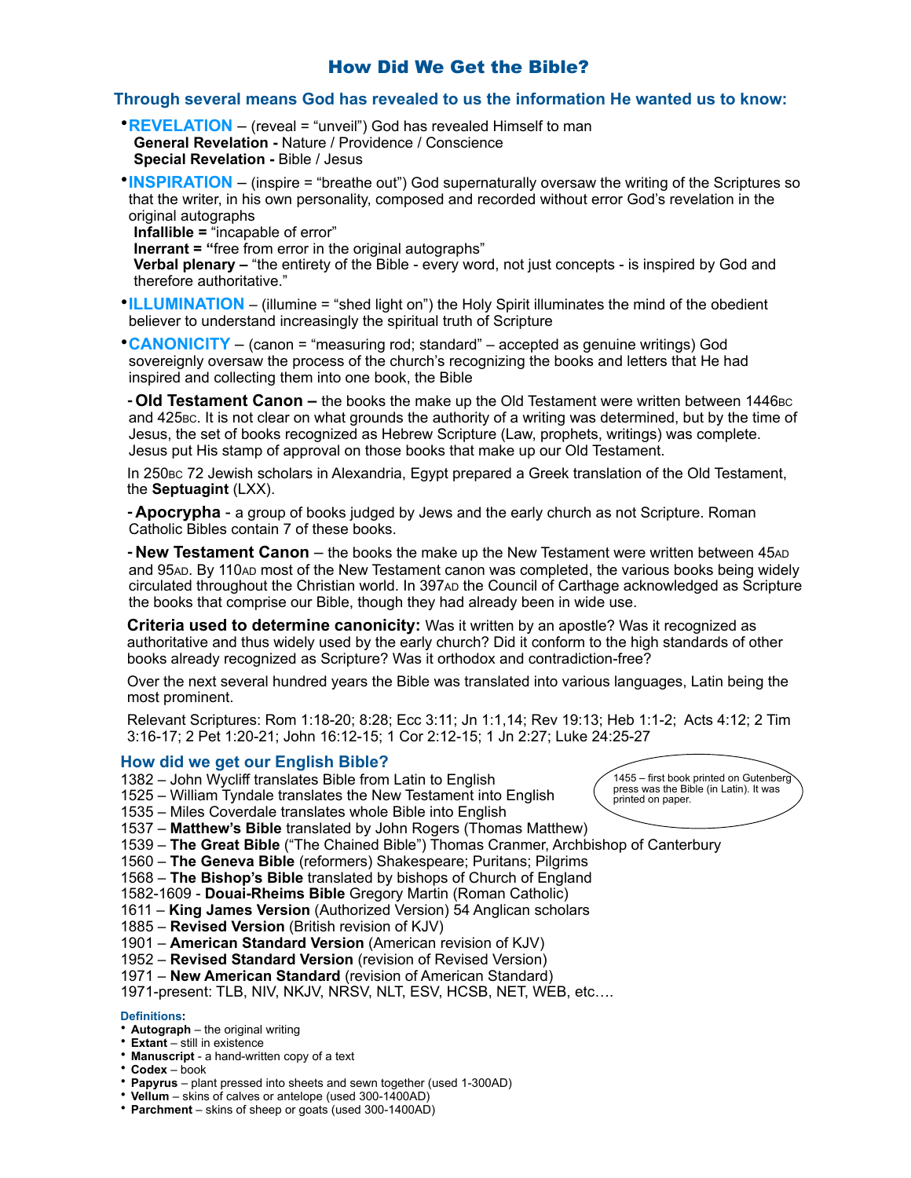# How Did We Get the Bible?

## Through several means God has revealed to us the information He wanted us to know:

- **REVELATION** – (reveal = "unveil") God has revealed Himself to man
  **General Revelation -** Nature / Providence / Conscience
  **Special Revelation -** Bible / Jesus
- **INSPIRATION** – (inspire = "breathe out") God supernaturally oversaw the writing of the Scriptures so that the writer, in his own personality, composed and recorded without error God's revelation in the original autographs
  **Infallible =** "incapable of error"
  **Inerrant = "**free from error in the original autographs"
  **Verbal plenary –** "the entirety of the Bible - every word, not just concepts - is inspired by God and therefore authoritative."
- **ILLUMINATION** – (illumine = "shed light on") the Holy Spirit illuminates the mind of the obedient believer to understand increasingly the spiritual truth of Scripture
- **CANONICITY** – (canon = "measuring rod; standard" – accepted as genuine writings) God sovereignly oversaw the process of the church's recognizing the books and letters that He had inspired and collecting them into one book, the Bible

  - **Old Testament Canon –** the books the make up the Old Testament were written between 1446BC and 425BC. It is not clear on what grounds the authority of a writing was determined, but by the time of Jesus, the set of books recognized as Hebrew Scripture (Law, prophets, writings) was complete. Jesus put His stamp of approval on those books that make up our Old Testament.

  In 250BC 72 Jewish scholars in Alexandria, Egypt prepared a Greek translation of the Old Testament, the **Septuagint** (LXX).

  - **Apocrypha** - a group of books judged by Jews and the early church as not Scripture. Roman Catholic Bibles contain 7 of these books.
  - **New Testament Canon** – the books the make up the New Testament were written between 45AD and 95AD. By 110AD most of the New Testament canon was completed, the various books being widely circulated throughout the Christian world. In 397AD the Council of Carthage acknowledged as Scripture the books that comprise our Bible, though they had already been in wide use.

  **Criteria used to determine canonicity:** Was it written by an apostle? Was it recognized as authoritative and thus widely used by the early church? Did it conform to the high standards of other books already recognized as Scripture? Was it orthodox and contradiction-free?

  Over the next several hundred years the Bible was translated into various languages, Latin being the most prominent.

  Relevant Scriptures: Rom 1:18-20; 8:28; Ecc 3:11; Jn 1:1,14; Rev 19:13; Heb 1:1-2; Acts 4:12; 2 Tim 3:16-17; 2 Pet 1:20-21; John 16:12-15; 1 Cor 2:12-15; 1 Jn 2:27; Luke 24:25-27

### How did we get our English Bible?

1455 – first book printed on Gutenberg press was the Bible (in Latin). It was printed on paper.

1382 – John Wycliff translates Bible from Latin to English
1525 – William Tyndale translates the New Testament into English
1535 – Miles Coverdale translates whole Bible into English
1537 – **Matthew's Bible** translated by John Rogers (Thomas Matthew)
1539 – **The Great Bible** ("The Chained Bible") Thomas Cranmer, Archbishop of Canterbury
1560 – **The Geneva Bible** (reformers) Shakespeare; Puritans; Pilgrims
1568 – **The Bishop's Bible** translated by bishops of Church of England
1582-1609 - **Douai-Rheims Bible** Gregory Martin (Roman Catholic)
1611 – **King James Version** (Authorized Version) 54 Anglican scholars
1885 – **Revised Version** (British revision of KJV)
1901 – **American Standard Version** (American revision of KJV)
1952 – **Revised Standard Version** (revision of Revised Version)
1971 – **New American Standard** (revision of American Standard)
1971-present: TLB, NIV, NKJV, NRSV, NLT, ESV, HCSB, NET, WEB, etc….

**Definitions:**
- **Autograph** – the original writing
- **Extant** – still in existence
- **Manuscript** - a hand-written copy of a text
- **Codex** – book
- **Papyrus** – plant pressed into sheets and sewn together (used 1-300AD)
- **Vellum** – skins of calves or antelope (used 300-1400AD)
- **Parchment** – skins of sheep or goats (used 300-1400AD)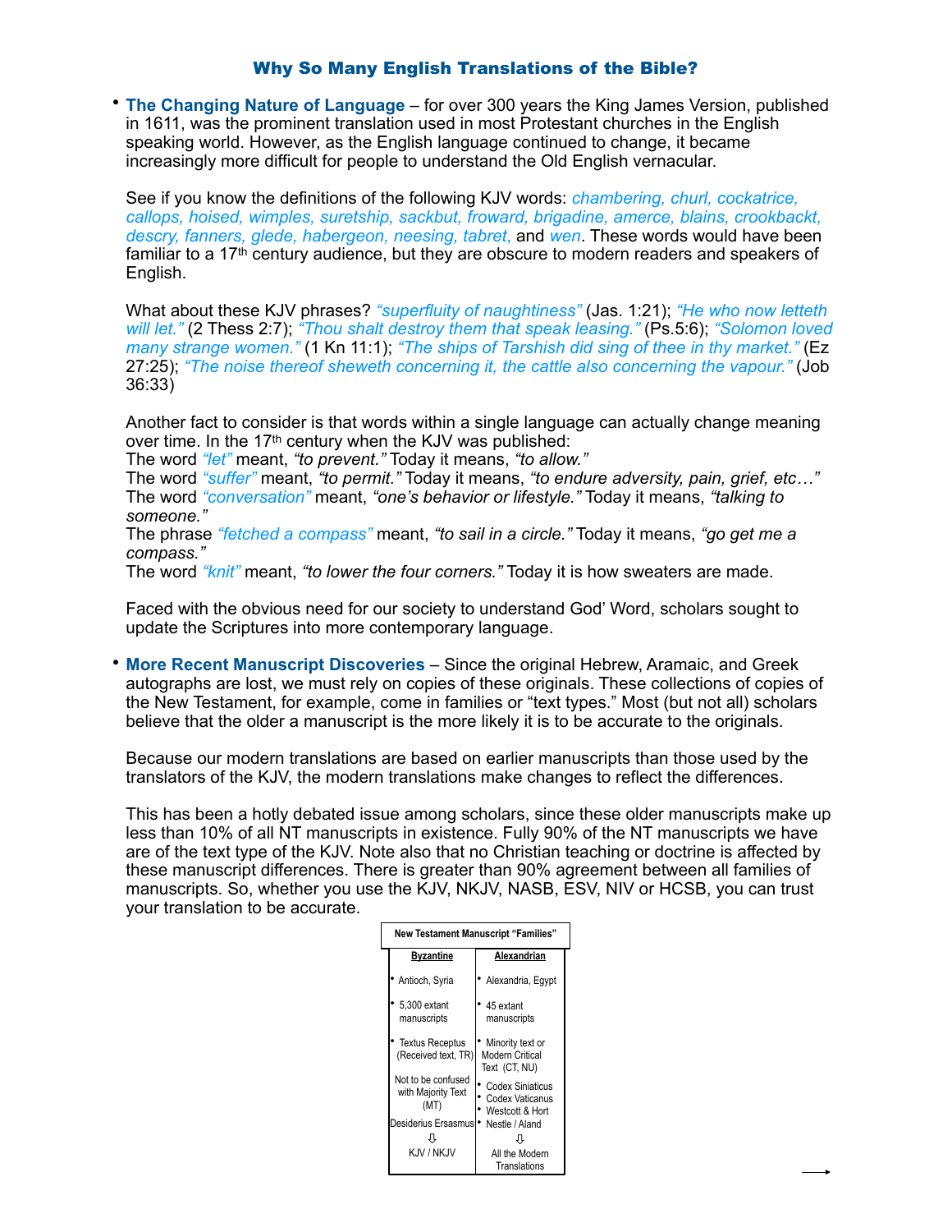## Why So Many English Translations of the Bible?

- **The Changing Nature of Language** – for over 300 years the King James Version, published in 1611, was the prominent translation used in most Protestant churches in the English speaking world. However, as the English language continued to change, it became increasingly more difficult for people to understand the Old English vernacular.

  See if you know the definitions of the following KJV words: *chambering, churl, cockatrice, callops, hoised, wimples, suretship, sackbut, froward, brigadine, amerce, blains, crookbackt, descry, fanners, glede, habergeon, neesing, tabret,* and *wen*. These words would have been familiar to a 17th century audience, but they are obscure to modern readers and speakers of English.

  What about these KJV phrases? *"superfluity of naughtiness"* (Jas. 1:21); *"He who now letteth will let."* (2 Thess 2:7); *"Thou shalt destroy them that speak leasing."* (Ps.5:6); *"Solomon loved many strange women."* (1 Kn 11:1); *"The ships of Tarshish did sing of thee in thy market."* (Ez 27:25); *"The noise thereof sheweth concerning it, the cattle also concerning the vapour."* (Job 36:33)

  Another fact to consider is that words within a single language can actually change meaning over time. In the 17th century when the KJV was published:
  The word *"let"* meant, *"to prevent."* Today it means, *"to allow."*
  The word *"suffer"* meant, *"to permit."* Today it means, *"to endure adversity, pain, grief, etc…"*
  The word *"conversation"* meant, *"one's behavior or lifestyle."* Today it means, *"talking to someone."*
  The phrase *"fetched a compass"* meant, *"to sail in a circle."* Today it means, *"go get me a compass."*
  The word *"knit"* meant, *"to lower the four corners."* Today it is how sweaters are made.

  Faced with the obvious need for our society to understand God' Word, scholars sought to update the Scriptures into more contemporary language.

- **More Recent Manuscript Discoveries** – Since the original Hebrew, Aramaic, and Greek autographs are lost, we must rely on copies of these originals. These collections of copies of the New Testament, for example, come in families or "text types." Most (but not all) scholars believe that the older a manuscript is the more likely it is to be accurate to the originals.

  Because our modern translations are based on earlier manuscripts than those used by the translators of the KJV, the modern translations make changes to reflect the differences.

  This has been a hotly debated issue among scholars, since these older manuscripts make up less than 10% of all NT manuscripts in existence. Fully 90% of the NT manuscripts we have are of the text type of the KJV. Note also that no Christian teaching or doctrine is affected by these manuscript differences. There is greater than 90% agreement between all families of manuscripts. So, whether you use the KJV, NKJV, NASB, ESV, NIV or HCSB, you can trust your translation to be accurate.

**New Testament Manuscript "Families"**

| Byzantine | Alexandrian |
|---|---|
| • Antioch, Syria | • Alexandria, Egypt |
| • 5,300 extant manuscripts | • 45 extant manuscripts |
| • Textus Receptus (Received text, TR) | • Minority text or Modern Critical Text (CT, NU) |
| Not to be confused with Majority Text (MT) | • Codex Siniaticus<br>• Codex Vaticanus<br>• Westcott & Hort |
| Desiderius Ersasmus | • Nestle / Aland |
| ⇩ | ⇩ |
| KJV / NKJV | All the Modern Translations |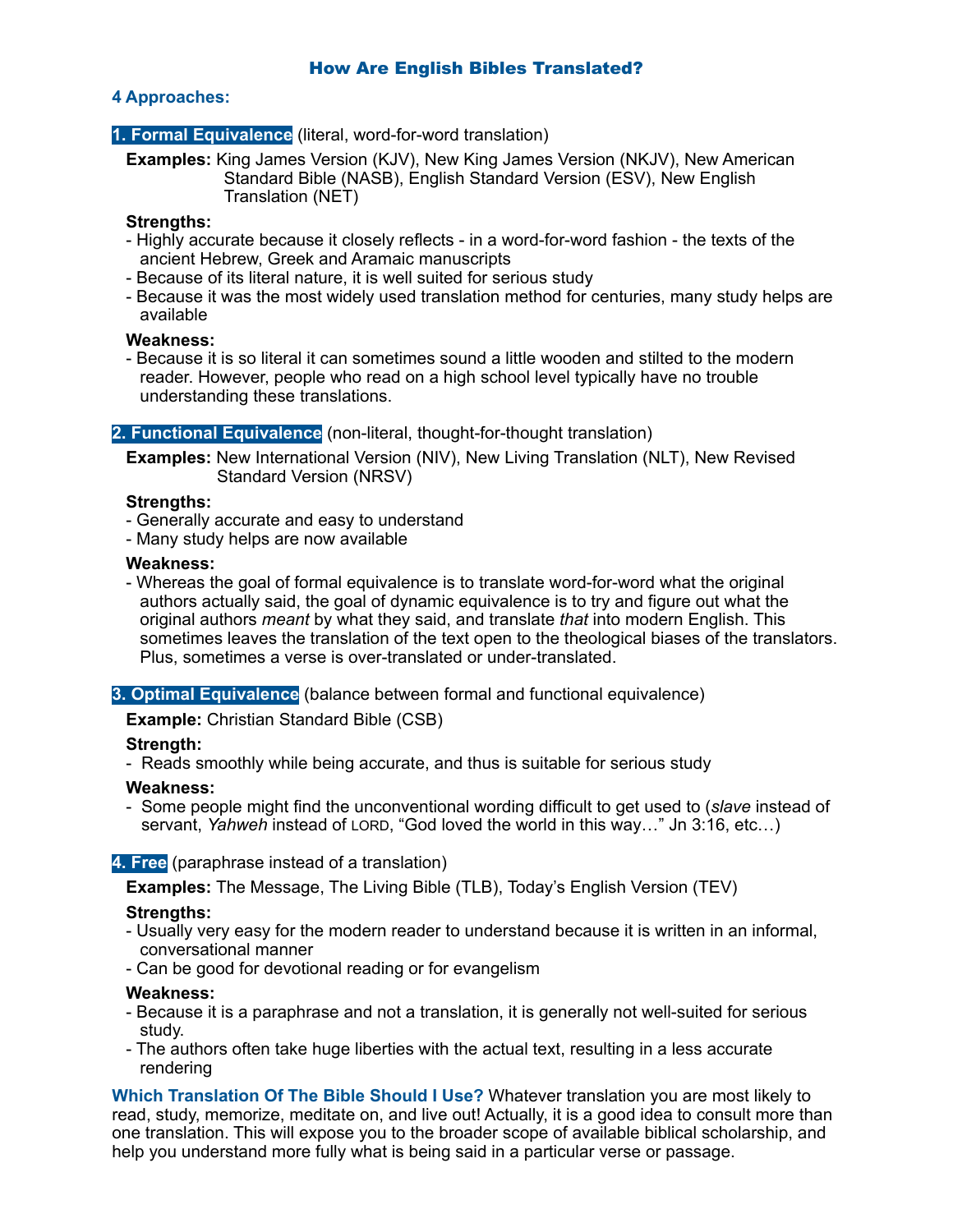# How Are English Bibles Translated?

## 4 Approaches:

### 1. Formal Equivalence (literal, word-for-word translation)

**Examples:** King James Version (KJV), New King James Version (NKJV), New American Standard Bible (NASB), English Standard Version (ESV), New English Translation (NET)

**Strengths:**

- Highly accurate because it closely reflects - in a word-for-word fashion - the texts of the ancient Hebrew, Greek and Aramaic manuscripts
- Because of its literal nature, it is well suited for serious study
- Because it was the most widely used translation method for centuries, many study helps are available

**Weakness:**

- Because it is so literal it can sometimes sound a little wooden and stilted to the modern reader. However, people who read on a high school level typically have no trouble understanding these translations.

### 2. Functional Equivalence (non-literal, thought-for-thought translation)

**Examples:** New International Version (NIV), New Living Translation (NLT), New Revised Standard Version (NRSV)

**Strengths:**

- Generally accurate and easy to understand
- Many study helps are now available

**Weakness:**

- Whereas the goal of formal equivalence is to translate word-for-word what the original authors actually said, the goal of dynamic equivalence is to try and figure out what the original authors *meant* by what they said, and translate *that* into modern English. This sometimes leaves the translation of the text open to the theological biases of the translators. Plus, sometimes a verse is over-translated or under-translated.

### 3. Optimal Equivalence (balance between formal and functional equivalence)

**Example:** Christian Standard Bible (CSB)

**Strength:**

- Reads smoothly while being accurate, and thus is suitable for serious study

**Weakness:**

- Some people might find the unconventional wording difficult to get used to (*slave* instead of servant, *Yahweh* instead of LORD, "God loved the world in this way…" Jn 3:16, etc…)

### 4. Free (paraphrase instead of a translation)

**Examples:** The Message, The Living Bible (TLB), Today's English Version (TEV)

**Strengths:**

- Usually very easy for the modern reader to understand because it is written in an informal, conversational manner
- Can be good for devotional reading or for evangelism

**Weakness:**

- Because it is a paraphrase and not a translation, it is generally not well-suited for serious study.
- The authors often take huge liberties with the actual text, resulting in a less accurate rendering

**Which Translation Of The Bible Should I Use?** Whatever translation you are most likely to read, study, memorize, meditate on, and live out! Actually, it is a good idea to consult more than one translation. This will expose you to the broader scope of available biblical scholarship, and help you understand more fully what is being said in a particular verse or passage.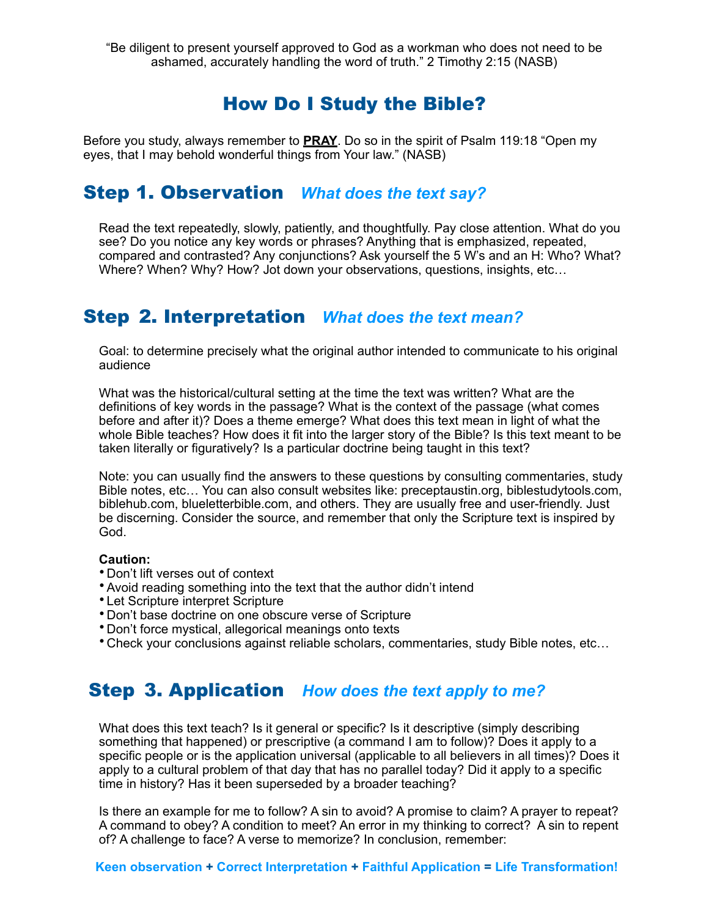"Be diligent to present yourself approved to God as a workman who does not need to be ashamed, accurately handling the word of truth." 2 Timothy 2:15 (NASB)

# How Do I Study the Bible?

Before you study, always remember to **PRAY**. Do so in the spirit of Psalm 119:18 "Open my eyes, that I may behold wonderful things from Your law." (NASB)

## Step 1. Observation *What does the text say?*

Read the text repeatedly, slowly, patiently, and thoughtfully. Pay close attention. What do you see? Do you notice any key words or phrases? Anything that is emphasized, repeated, compared and contrasted? Any conjunctions? Ask yourself the 5 W's and an H: Who? What? Where? When? Why? How? Jot down your observations, questions, insights, etc…

## Step 2. Interpretation *What does the text mean?*

Goal: to determine precisely what the original author intended to communicate to his original audience

What was the historical/cultural setting at the time the text was written? What are the definitions of key words in the passage? What is the context of the passage (what comes before and after it)? Does a theme emerge? What does this text mean in light of what the whole Bible teaches? How does it fit into the larger story of the Bible? Is this text meant to be taken literally or figuratively? Is a particular doctrine being taught in this text?

Note: you can usually find the answers to these questions by consulting commentaries, study Bible notes, etc… You can also consult websites like: preceptaustin.org, biblestudytools.com, biblehub.com, blueletterbible.com, and others. They are usually free and user-friendly. Just be discerning. Consider the source, and remember that only the Scripture text is inspired by God.

**Caution:**

- Don't lift verses out of context
- Avoid reading something into the text that the author didn't intend
- Let Scripture interpret Scripture
- Don't base doctrine on one obscure verse of Scripture
- Don't force mystical, allegorical meanings onto texts
- Check your conclusions against reliable scholars, commentaries, study Bible notes, etc…

## Step 3. Application *How does the text apply to me?*

What does this text teach? Is it general or specific? Is it descriptive (simply describing something that happened) or prescriptive (a command I am to follow)? Does it apply to a specific people or is the application universal (applicable to all believers in all times)? Does it apply to a cultural problem of that day that has no parallel today? Did it apply to a specific time in history? Has it been superseded by a broader teaching?

Is there an example for me to follow? A sin to avoid? A promise to claim? A prayer to repeat? A command to obey? A condition to meet? An error in my thinking to correct? A sin to repent of? A challenge to face? A verse to memorize? In conclusion, remember:

**Keen observation + Correct Interpretation + Faithful Application = Life Transformation!**